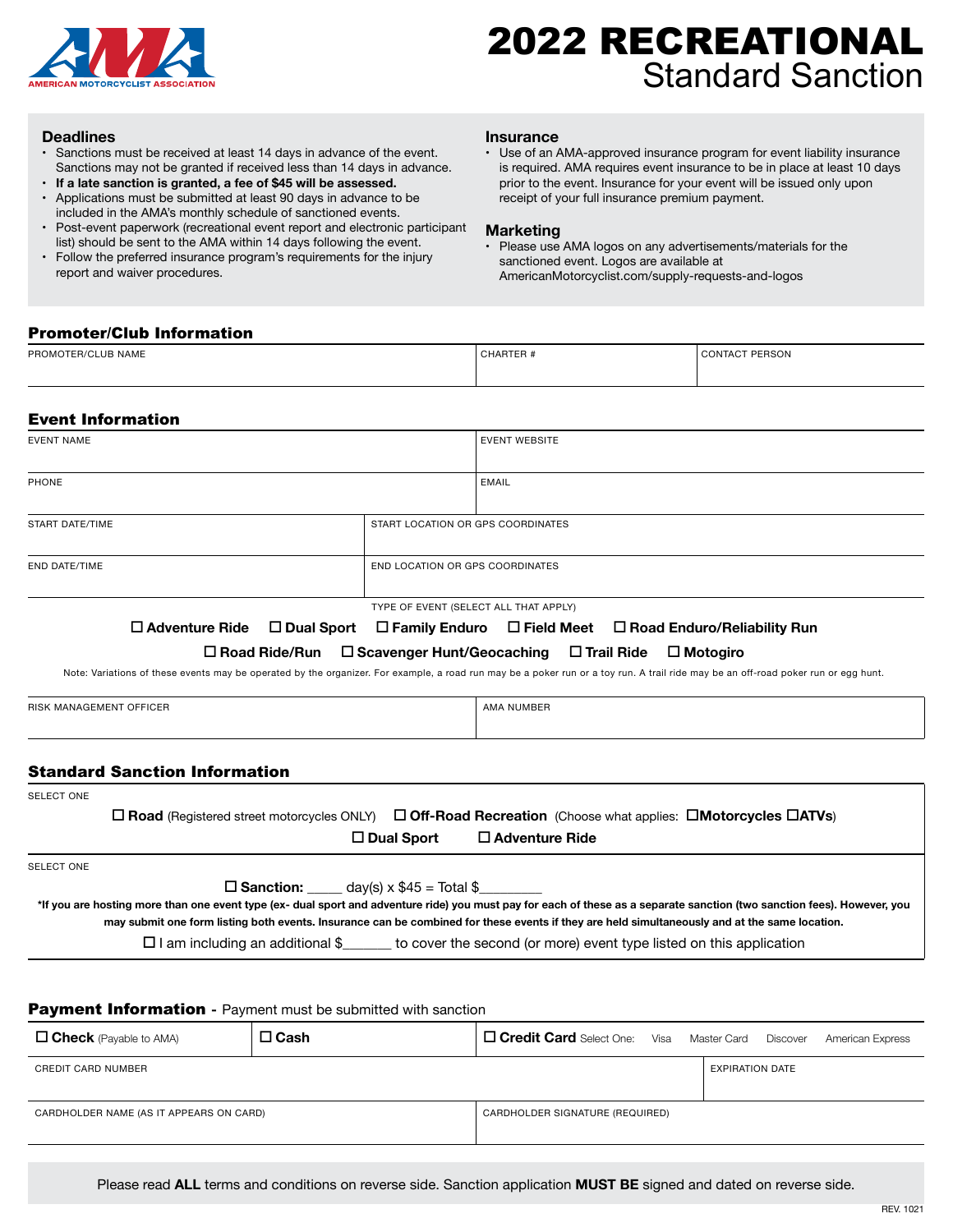AMERICAN MOTORCYCLIST ASSOCIATION

# 2022 RECREATIONAL
## Standard Sanction

### Deadlines

- Sanctions must be received at least 14 days in advance of the event. Sanctions may not be granted if received less than 14 days in advance.
- **If a late sanction is granted, a fee of $45 will be assessed.**
- Applications must be submitted at least 90 days in advance to be included in the AMA's monthly schedule of sanctioned events.
- Post-event paperwork (recreational event report and electronic participant list) should be sent to the AMA within 14 days following the event.
- Follow the preferred insurance program's requirements for the injury report and waiver procedures.

### Insurance

- Use of an AMA-approved insurance program for event liability insurance is required. AMA requires event insurance to be in place at least 10 days prior to the event. Insurance for your event will be issued only upon receipt of your full insurance premium payment.

### Marketing

- Please use AMA logos on any advertisements/materials for the sanctioned event. Logos are available at AmericanMotorcyclist.com/supply-requests-and-logos

## Promoter/Club Information

| PROMOTER/CLUB NAME | CHARTER # | CONTACT PERSON |
|---|---|---|
| | | |

## Event Information

| EVENT NAME | EVENT WEBSITE |
|---|---|
| | |
| PHONE | EMAIL |
| | |

| START DATE/TIME | START LOCATION OR GPS COORDINATES |
|---|---|
| | |
| END DATE/TIME | END LOCATION OR GPS COORDINATES |
| | |

TYPE OF EVENT (SELECT ALL THAT APPLY)

☐ **Adventure Ride** ☐ **Dual Sport** ☐ **Family Enduro** ☐ **Field Meet** ☐ **Road Enduro/Reliability Run**

☐ **Road Ride/Run** ☐ **Scavenger Hunt/Geocaching** ☐ **Trail Ride** ☐ **Motogiro**

Note: Variations of these events may be operated by the organizer. For example, a road run may be a poker run or a toy run. A trail ride may be an off-road poker run or egg hunt.

| RISK MANAGEMENT OFFICER | AMA NUMBER |
|---|---|
| | |

## Standard Sanction Information

SELECT ONE

☐ **Road** (Registered street motorcycles ONLY) ☐ **Off-Road Recreation** (Choose what applies: ☐**Motorcycles** ☐**ATVs**)

☐ **Dual Sport** ☐ **Adventure Ride**

SELECT ONE

☐ **Sanction:** _____ day(s) x $45 = Total $_________

**\*If you are hosting more than one event type (ex- dual sport and adventure ride) you must pay for each of these as a separate sanction (two sanction fees). However, you may submit one form listing both events. Insurance can be combined for these events if they are held simultaneously and at the same location.**

☐ I am including an additional $_______ to cover the second (or more) event type listed on this application

## Payment Information - Payment must be submitted with sanction

| ☐ **Check** (Payable to AMA) | ☐ **Cash** | ☐ **Credit Card** Select One: Visa Master Card Discover American Express |
|---|---|---|

| CREDIT CARD NUMBER | EXPIRATION DATE |
|---|---|
| | |

| CARDHOLDER NAME (AS IT APPEARS ON CARD) | CARDHOLDER SIGNATURE (REQUIRED) |
|---|---|
| | |

Please read **ALL** terms and conditions on reverse side. Sanction application **MUST BE** signed and dated on reverse side.

REV. 1021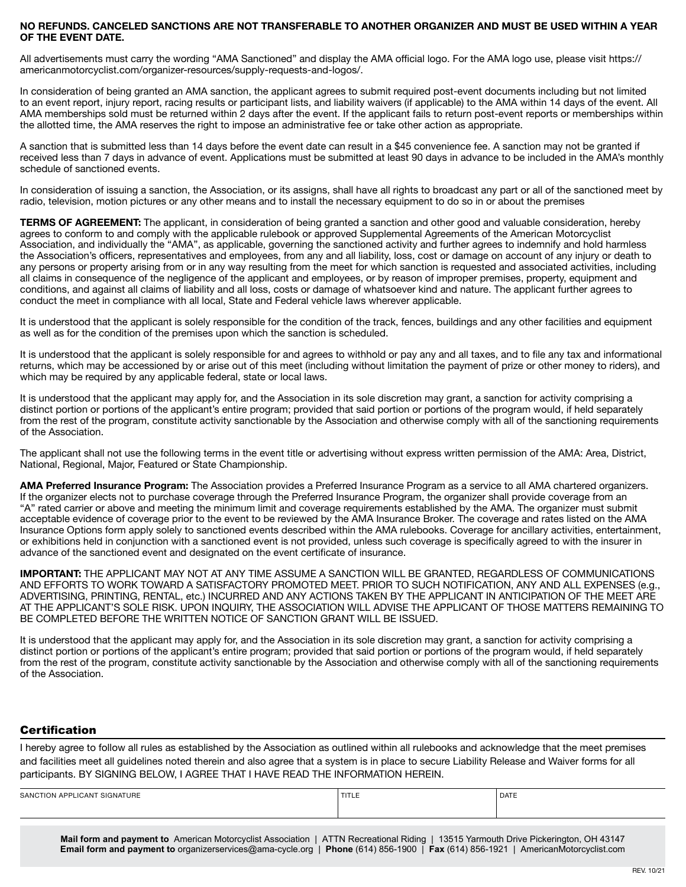**NO REFUNDS. CANCELED SANCTIONS ARE NOT TRANSFERABLE TO ANOTHER ORGANIZER AND MUST BE USED WITHIN A YEAR OF THE EVENT DATE.**

All advertisements must carry the wording "AMA Sanctioned" and display the AMA official logo. For the AMA logo use, please visit https://americanmotorcyclist.com/organizer-resources/supply-requests-and-logos/.

In consideration of being granted an AMA sanction, the applicant agrees to submit required post-event documents including but not limited to an event report, injury report, racing results or participant lists, and liability waivers (if applicable) to the AMA within 14 days of the event. All AMA memberships sold must be returned within 2 days after the event. If the applicant fails to return post-event reports or memberships within the allotted time, the AMA reserves the right to impose an administrative fee or take other action as appropriate.

A sanction that is submitted less than 14 days before the event date can result in a $45 convenience fee. A sanction may not be granted if received less than 7 days in advance of event. Applications must be submitted at least 90 days in advance to be included in the AMA's monthly schedule of sanctioned events.

In consideration of issuing a sanction, the Association, or its assigns, shall have all rights to broadcast any part or all of the sanctioned meet by radio, television, motion pictures or any other means and to install the necessary equipment to do so in or about the premises

**TERMS OF AGREEMENT:** The applicant, in consideration of being granted a sanction and other good and valuable consideration, hereby agrees to conform to and comply with the applicable rulebook or approved Supplemental Agreements of the American Motorcyclist Association, and individually the "AMA", as applicable, governing the sanctioned activity and further agrees to indemnify and hold harmless the Association's officers, representatives and employees, from any and all liability, loss, cost or damage on account of any injury or death to any persons or property arising from or in any way resulting from the meet for which sanction is requested and associated activities, including all claims in consequence of the negligence of the applicant and employees, or by reason of improper premises, property, equipment and conditions, and against all claims of liability and all loss, costs or damage of whatsoever kind and nature. The applicant further agrees to conduct the meet in compliance with all local, State and Federal vehicle laws wherever applicable.

It is understood that the applicant is solely responsible for the condition of the track, fences, buildings and any other facilities and equipment as well as for the condition of the premises upon which the sanction is scheduled.

It is understood that the applicant is solely responsible for and agrees to withhold or pay any and all taxes, and to file any tax and informational returns, which may be accessioned by or arise out of this meet (including without limitation the payment of prize or other money to riders), and which may be required by any applicable federal, state or local laws.

It is understood that the applicant may apply for, and the Association in its sole discretion may grant, a sanction for activity comprising a distinct portion or portions of the applicant's entire program; provided that said portion or portions of the program would, if held separately from the rest of the program, constitute activity sanctionable by the Association and otherwise comply with all of the sanctioning requirements of the Association.

The applicant shall not use the following terms in the event title or advertising without express written permission of the AMA: Area, District, National, Regional, Major, Featured or State Championship.

**AMA Preferred Insurance Program:** The Association provides a Preferred Insurance Program as a service to all AMA chartered organizers. If the organizer elects not to purchase coverage through the Preferred Insurance Program, the organizer shall provide coverage from an "A" rated carrier or above and meeting the minimum limit and coverage requirements established by the AMA. The organizer must submit acceptable evidence of coverage prior to the event to be reviewed by the AMA Insurance Broker. The coverage and rates listed on the AMA Insurance Options form apply solely to sanctioned events described within the AMA rulebooks. Coverage for ancillary activities, entertainment, or exhibitions held in conjunction with a sanctioned event is not provided, unless such coverage is specifically agreed to with the insurer in advance of the sanctioned event and designated on the event certificate of insurance.

**IMPORTANT:** THE APPLICANT MAY NOT AT ANY TIME ASSUME A SANCTION WILL BE GRANTED, REGARDLESS OF COMMUNICATIONS AND EFFORTS TO WORK TOWARD A SATISFACTORY PROMOTED MEET. PRIOR TO SUCH NOTIFICATION, ANY AND ALL EXPENSES (e.g., ADVERTISING, PRINTING, RENTAL, etc.) INCURRED AND ANY ACTIONS TAKEN BY THE APPLICANT IN ANTICIPATION OF THE MEET ARE AT THE APPLICANT'S SOLE RISK. UPON INQUIRY, THE ASSOCIATION WILL ADVISE THE APPLICANT OF THOSE MATTERS REMAINING TO BE COMPLETED BEFORE THE WRITTEN NOTICE OF SANCTION GRANT WILL BE ISSUED.

It is understood that the applicant may apply for, and the Association in its sole discretion may grant, a sanction for activity comprising a distinct portion or portions of the applicant's entire program; provided that said portion or portions of the program would, if held separately from the rest of the program, constitute activity sanctionable by the Association and otherwise comply with all of the sanctioning requirements of the Association.

## Certification

I hereby agree to follow all rules as established by the Association as outlined within all rulebooks and acknowledge that the meet premises and facilities meet all guidelines noted therein and also agree that a system is in place to secure Liability Release and Waiver forms for all participants. BY SIGNING BELOW, I AGREE THAT I HAVE READ THE INFORMATION HEREIN.

| SANCTION APPLICANT SIGNATURE | TITLE | DATE |
|---|---|---|
| | | |

**Mail form and payment to** American Motorcyclist Association | ATTN Recreational Riding | 13515 Yarmouth Drive Pickerington, OH 43147
**Email form and payment to** organizerservices@ama-cycle.org | **Phone** (614) 856-1900 | **Fax** (614) 856-1921 | AmericanMotorcyclist.com

REV. 10/21